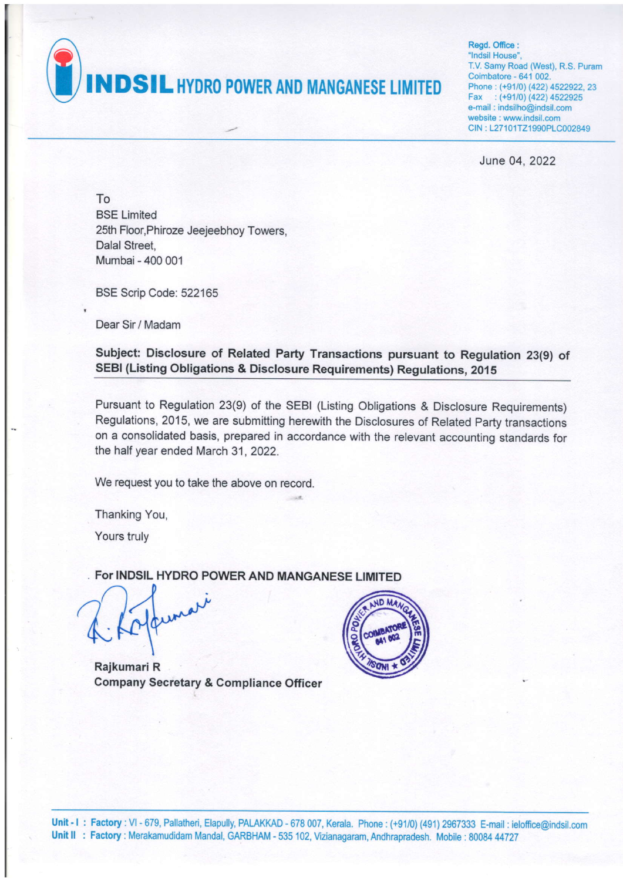# INDSIL HYDRO POWER AND MANGANESE LIMITED

**Regd. Office :**
"Indsil House",
T.V. Samy Road (West), R.S. Puram
Coimbatore - 641 002.
Phone : (+91/0) (422) 4522922, 23
Fax : (+91/0) (422) 4522925
e-mail : indsilho@indsil.com
website : www.indsil.com
CIN : L27101TZ1990PLC002849

June 04, 2022

To
BSE Limited
25th Floor,Phiroze Jeejeebhoy Towers,
Dalal Street,
Mumbai - 400 001

BSE Scrip Code: 522165

Dear Sir / Madam

**Subject: Disclosure of Related Party Transactions pursuant to Regulation 23(9) of SEBI (Listing Obligations & Disclosure Requirements) Regulations, 2015**

Pursuant to Regulation 23(9) of the SEBI (Listing Obligations & Disclosure Requirements) Regulations, 2015, we are submitting herewith the Disclosures of Related Party transactions on a consolidated basis, prepared in accordance with the relevant accounting standards for the half year ended March 31, 2022.

We request you to take the above on record.

Thanking You,

Yours truly

**For INDSIL HYDRO POWER AND MANGANESE LIMITED**

**Rajkumari R**
**Company Secretary & Compliance Officer**

**Unit - I : Factory** : VI - 679, Pallatheri, Elapully, PALAKKAD - 678 007, Kerala. Phone : (+91/0) (491) 2967333 E-mail : ieloffice@indsil.com
**Unit II : Factory** : Merakamudidam Mandal, GARBHAM - 535 102, Vizianagaram, Andhrapradesh. Mobile : 80084 44727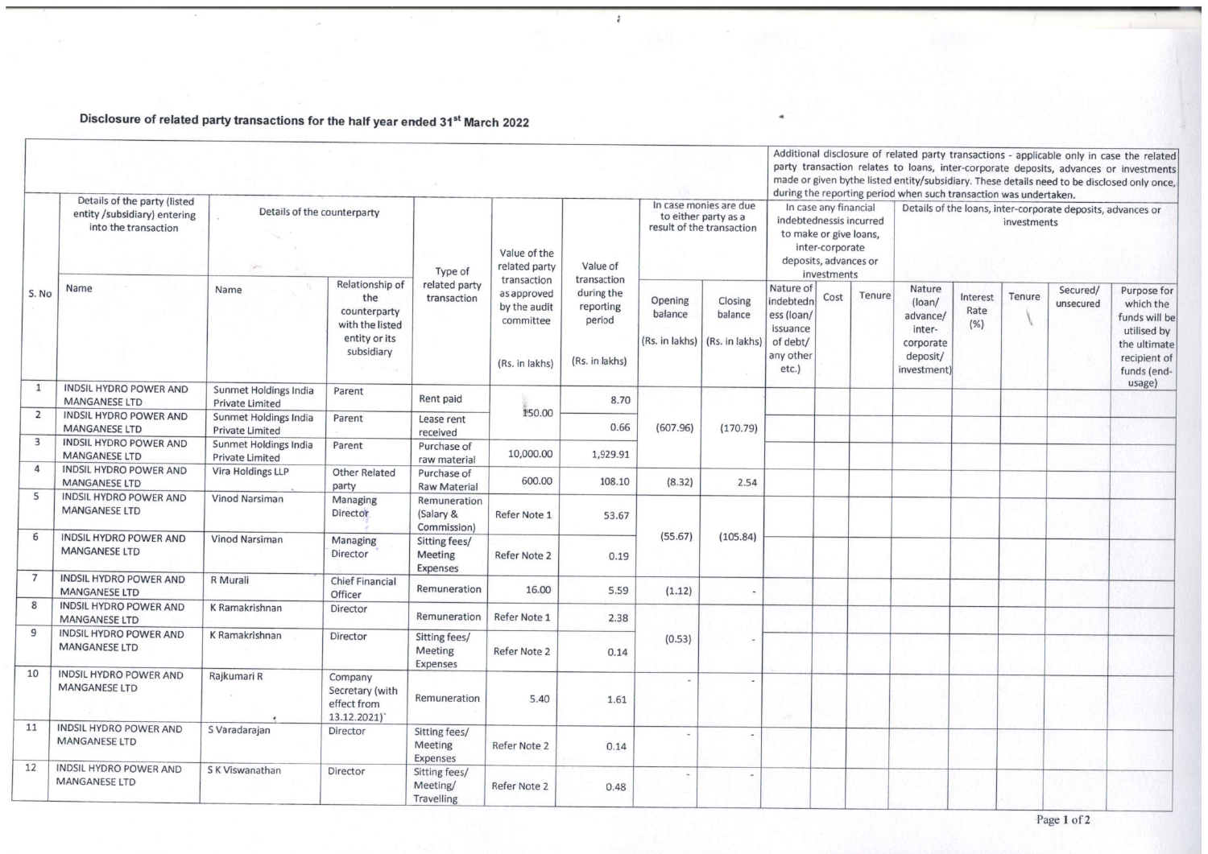## Disclosure of related party transactions for the half year ended 31st March 2022

| S. No | Details of the party (listed entity /subsidiary) entering into the transaction | Details of the counterparty | | Type of related party transaction | Value of the related party transaction as approved by the audit committee | Value of transaction during the reporting period | In case monies are due to either party as a result of the transaction | | Additional disclosure of related party transactions - applicable only in case the related party transaction relates to loans, inter-corporate deposits, advances or investments made or given bythe listed entity/subsidiary. These details need to be disclosed only once, during the reporting period when such transaction was undertaken. In case any financial indebtednessis incurred to make or give loans, inter-corporate deposits, advances or investments | | | Details of the loans, inter-corporate deposits, advances or investments | | | | |
|---|---|---|---|---|---|---|---|---|---|---|---|---|---|---|---|---|
| | Name | Name | Relationship of the counterparty with the listed entity or its subsidiary | | (Rs. in lakhs) | (Rs. in lakhs) | Opening balance (Rs. in lakhs) | Closing balance (Rs. in lakhs) | Nature of indebtedness (loan/ issuance of debt/ any other etc.) | Cost | Tenure | Nature (loan/ advance/ inter-corporate deposit/ investment) | Interest Rate (%) | Tenure | Secured/ unsecured | Purpose for which the funds will be utilised by the ultimate recipient of funds (end-usage) |
| 1 | INDSIL HYDRO POWER AND MANGANESE LTD | Sunmet Holdings India Private Limited | Parent | Rent paid | 150.00 | 8.70 | (607.96) | (170.79) | | | | | | | | |
| 2 | INDSIL HYDRO POWER AND MANGANESE LTD | Sunmet Holdings India Private Limited | Parent | Lease rent received | | 0.66 | | | | | | | | | | |
| 3 | INDSIL HYDRO POWER AND MANGANESE LTD | Sunmet Holdings India Private Limited | Parent | Purchase of raw material | 10,000.00 | 1,929.91 | | | | | | | | | | |
| 4 | INDSIL HYDRO POWER AND MANGANESE LTD | Vira Holdings LLP | Other Related party | Purchase of Raw Material | 600.00 | 108.10 | (8.32) | 2.54 | | | | | | | | |
| 5 | INDSIL HYDRO POWER AND MANGANESE LTD | Vinod Narsiman | Managing Director | Remuneration (Salary & Commission) | Refer Note 1 | 53.67 | (55.67) | (105.84) | | | | | | | | |
| 6 | INDSIL HYDRO POWER AND MANGANESE LTD | Vinod Narsiman | Managing Director | Sitting fees/ Meeting Expenses | Refer Note 2 | 0.19 | | | | | | | | | | |
| 7 | INDSIL HYDRO POWER AND MANGANESE LTD | R Murali | Chief Financial Officer | Remuneration | 16.00 | 5.59 | (1.12) | - | | | | | | | | |
| 8 | INDSIL HYDRO POWER AND MANGANESE LTD | K Ramakrishnan | Director | Remuneration | Refer Note 1 | 2.38 | (0.53) | - | | | | | | | | |
| 9 | INDSIL HYDRO POWER AND MANGANESE LTD | K Ramakrishnan | Director | Sitting fees/ Meeting Expenses | Refer Note 2 | 0.14 | | | | | | | | | | |
| 10 | INDSIL HYDRO POWER AND MANGANESE LTD | Rajkumari R | Company Secretary (with effect from 13.12.2021) | Remuneration | 5.40 | 1.61 | - | - | | | | | | | | |
| 11 | INDSIL HYDRO POWER AND MANGANESE LTD | S Varadarajan | Director | Sitting fees/ Meeting Expenses | Refer Note 2 | 0.14 | - | - | | | | | | | | |
| 12 | INDSIL HYDRO POWER AND MANGANESE LTD | S K Viswanathan | Director | Sitting fees/ Meeting/ Travelling | Refer Note 2 | 0.48 | - | - | | | | | | | | |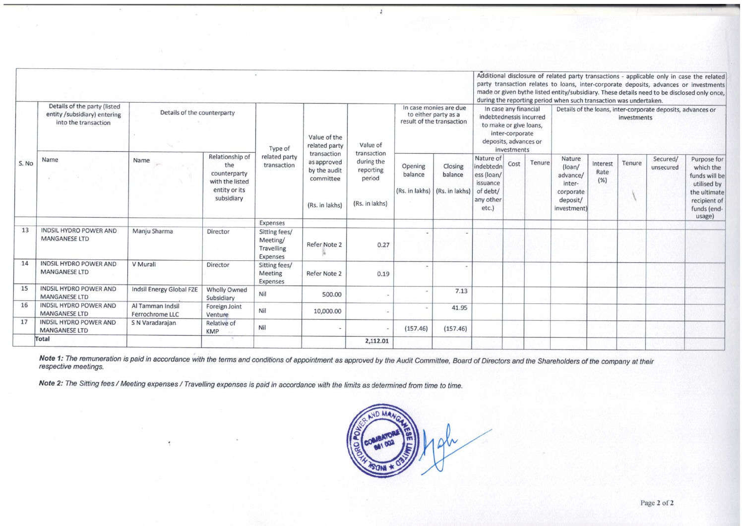| | | | | | | | | | | | | | | | | | |
|---|---|---|---|---|---|---|---|---|---|---|---|---|---|---|---|---|---|
| | | | | | | | | | Additional disclosure of related party transactions - applicable only in case the related party transaction relates to loans, inter-corporate deposits, advances or investments made or given bythe listed entity/subsidiary. These details need to be disclosed only once, during the reporting period when such transaction was undertaken. | | | | | | | | |
| S. No | Details of the party (listed entity /subsidiary) entering into the transaction | Details of the counterparty | | Type of related party transaction | Value of the related party transaction as approved by the audit committee | Value of transaction during the reporting period | In case monies are due to either party as a result of the transaction | | In case any financial indebtedness incurred to make or give loans, inter-corporate deposits, advances or investments | | | Details of the loans, inter-corporate deposits, advances or investments | | | | | |
| | Name | Name | Relationship of the counterparty with the listed entity or its subsidiary | | (Rs. in lakhs) | (Rs. in lakhs) | Opening balance (Rs. in lakhs) | Closing balance (Rs. in lakhs) | Nature of indebtedness (loan/ issuance of debt/ any other etc.) | Cost | Tenure | Nature (loan/ advance/ inter-corporate deposit/ investment) | Interest Rate (%) | Tenure | Secured/ unsecured | Purpose for which the funds will be utilised by the ultimate recipient of funds (end-usage) |
| | | | | Expenses | | | | | | | | | | | | |
| 13 | INDSIL HYDRO POWER AND MANGANESE LTD | Manju Sharma | Director | Sitting fees/ Meeting/ Travelling Expenses | Refer Note 2 | 0.27 | - | - | | | | | | | | |
| 14 | INDSIL HYDRO POWER AND MANGANESE LTD | V Murali | Director | Sitting fees/ Meeting Expenses | Refer Note 2 | 0.19 | - | - | | | | | | | | |
| 15 | INDSIL HYDRO POWER AND MANGANESE LTD | Indsil Energy Global FZE | Wholly Owned Subsidiary | Nil | 500.00 | - | - | 7.13 | | | | | | | | |
| 16 | INDSIL HYDRO POWER AND MANGANESE LTD | Al Tamman Indsil Ferrochrome LLC | Foreign Joint Venture | Nil | 10,000.00 | - | - | 41.95 | | | | | | | | |
| 17 | INDSIL HYDRO POWER AND MANGANESE LTD | S N Varadarajan | Relative of KMP | Nil | - | - | (157.46) | (157.46) | | | | | | | | |
| | Total | | | | | 2,112.01 | | | | | | | | | | |

***Note 1:*** *The remuneration is paid in accordance with the terms and conditions of appointment as approved by the Audit Committee, Board of Directors and the Shareholders of the company at their respective meetings.*

***Note 2:*** *The Sitting fees / Meeting expenses / Travelling expenses is paid in accordance with the limits as determined from time to time.*